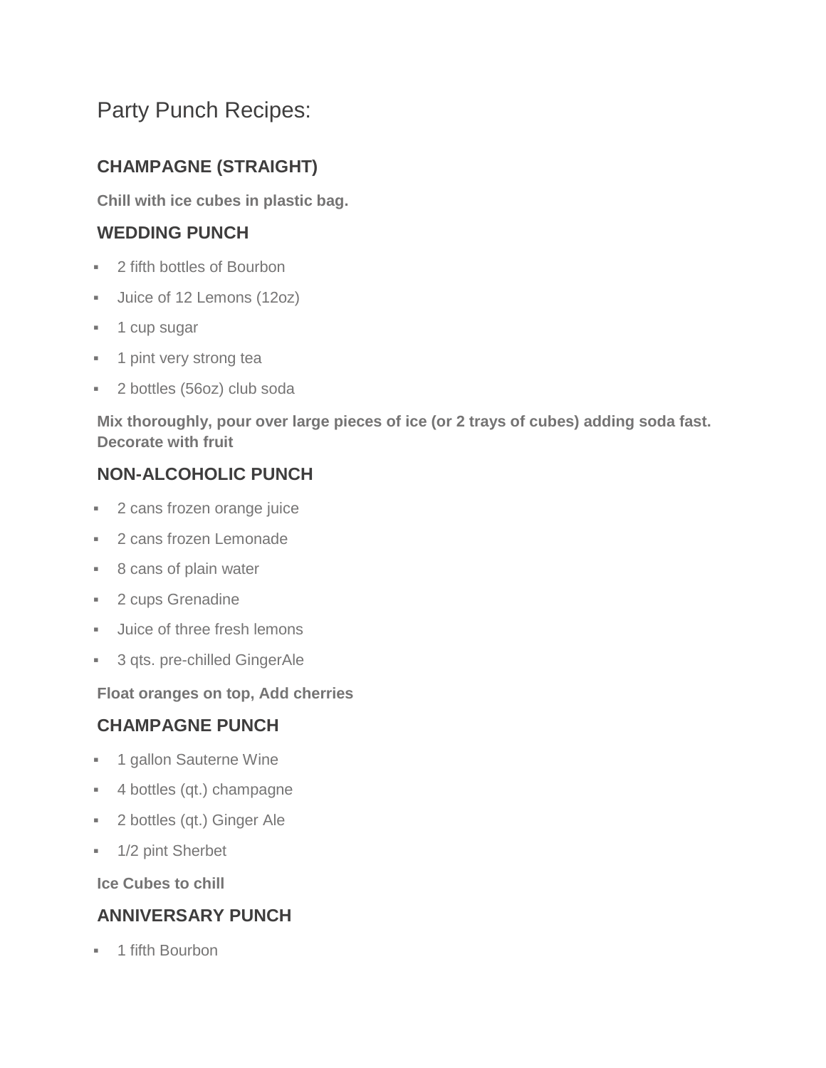# Party Punch Recipes:

### CHAMPAGNE (STRAIGHT)

**Chill with ice cubes in plastic bag.**

### WEDDING PUNCH

- 2 fifth bottles of Bourbon
- Juice of 12 Lemons (12oz)
- 1 cup sugar
- 1 pint very strong tea
- 2 bottles (56oz) club soda

**Mix thoroughly, pour over large pieces of ice (or 2 trays of cubes) adding soda fast. Decorate with fruit**

### NON-ALCOHOLIC PUNCH

- 2 cans frozen orange juice
- 2 cans frozen Lemonade
- 8 cans of plain water
- 2 cups Grenadine
- Juice of three fresh lemons
- 3 qts. pre-chilled GingerAle

**Float oranges on top, Add cherries**

### CHAMPAGNE PUNCH

- 1 gallon Sauterne Wine
- 4 bottles (qt.) champagne
- 2 bottles (qt.) Ginger Ale
- 1/2 pint Sherbet

**Ice Cubes to chill**

### ANNIVERSARY PUNCH

- 1 fifth Bourbon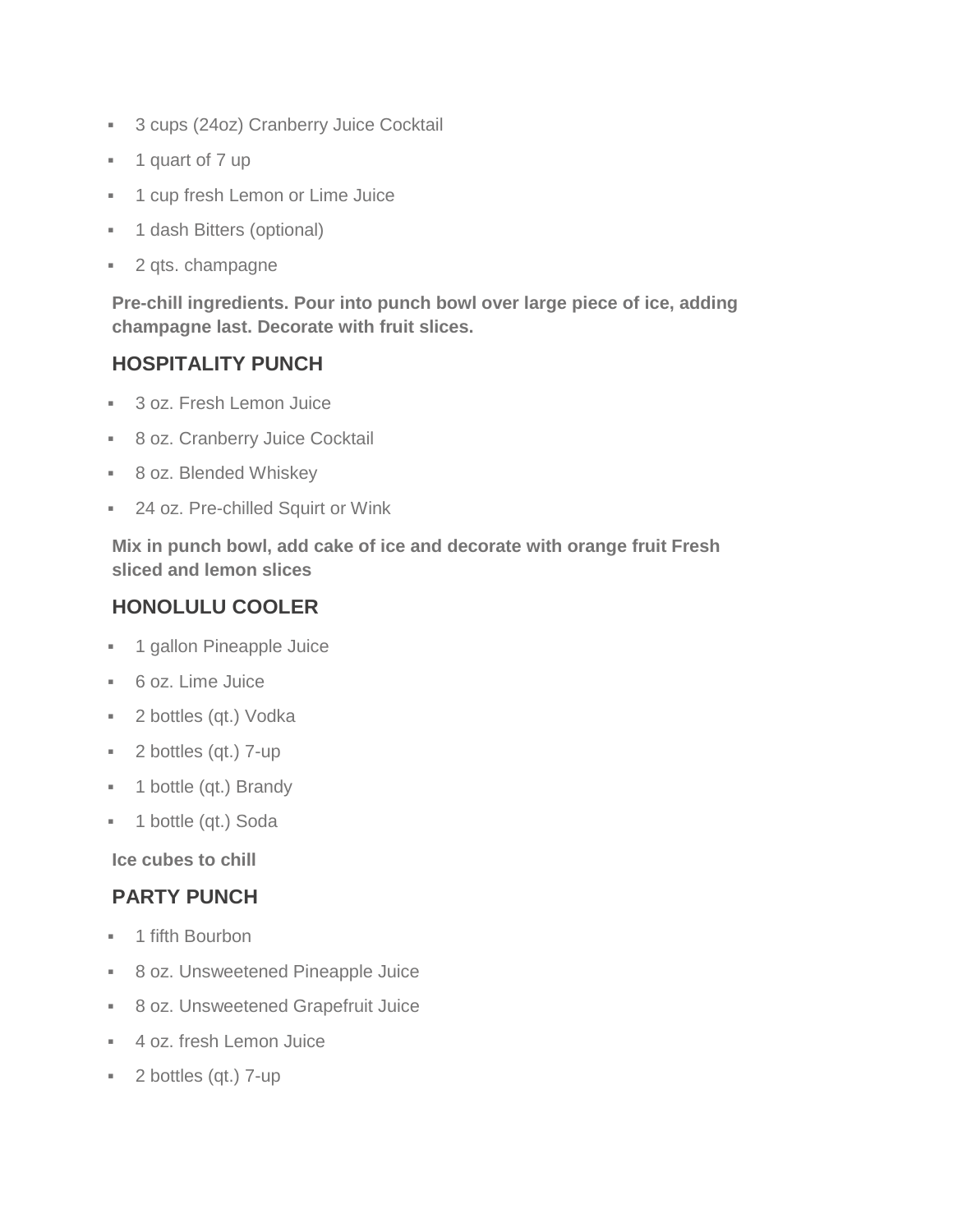- 3 cups (24oz) Cranberry Juice Cocktail
- 1 quart of 7 up
- 1 cup fresh Lemon or Lime Juice
- 1 dash Bitters (optional)
- 2 qts. champagne

**Pre-chill ingredients. Pour into punch bowl over large piece of ice, adding champagne last. Decorate with fruit slices.**

## HOSPITALITY PUNCH

- 3 oz. Fresh Lemon Juice
- 8 oz. Cranberry Juice Cocktail
- 8 oz. Blended Whiskey
- 24 oz. Pre-chilled Squirt or Wink

**Mix in punch bowl, add cake of ice and decorate with orange fruit Fresh sliced and lemon slices**

## HONOLULU COOLER

- 1 gallon Pineapple Juice
- 6 oz. Lime Juice
- 2 bottles (qt.) Vodka
- 2 bottles (qt.) 7-up
- 1 bottle (qt.) Brandy
- 1 bottle (qt.) Soda

**Ice cubes to chill**

## PARTY PUNCH

- 1 fifth Bourbon
- 8 oz. Unsweetened Pineapple Juice
- 8 oz. Unsweetened Grapefruit Juice
- 4 oz. fresh Lemon Juice
- 2 bottles (qt.) 7-up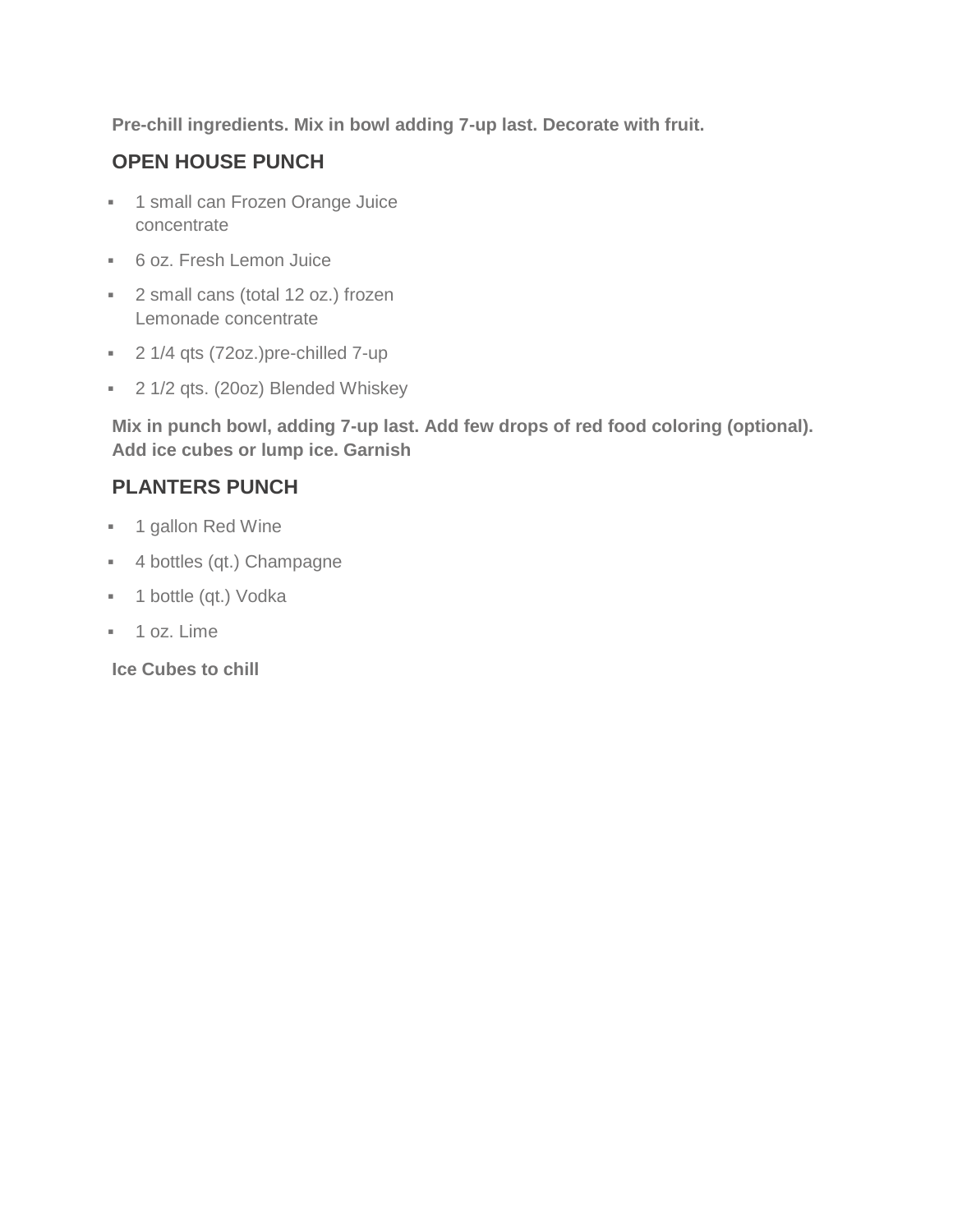**Pre-chill ingredients. Mix in bowl adding 7-up last. Decorate with fruit.**

## OPEN HOUSE PUNCH

- 1 small can Frozen Orange Juice concentrate
- 6 oz. Fresh Lemon Juice
- 2 small cans (total 12 oz.) frozen Lemonade concentrate
- 2 1/4 qts (72oz.)pre-chilled 7-up
- 2 1/2 qts. (20oz) Blended Whiskey

**Mix in punch bowl, adding 7-up last. Add few drops of red food coloring (optional). Add ice cubes or lump ice. Garnish**

## PLANTERS PUNCH

- 1 gallon Red Wine
- 4 bottles (qt.) Champagne
- 1 bottle (qt.) Vodka
- 1 oz. Lime

**Ice Cubes to chill**